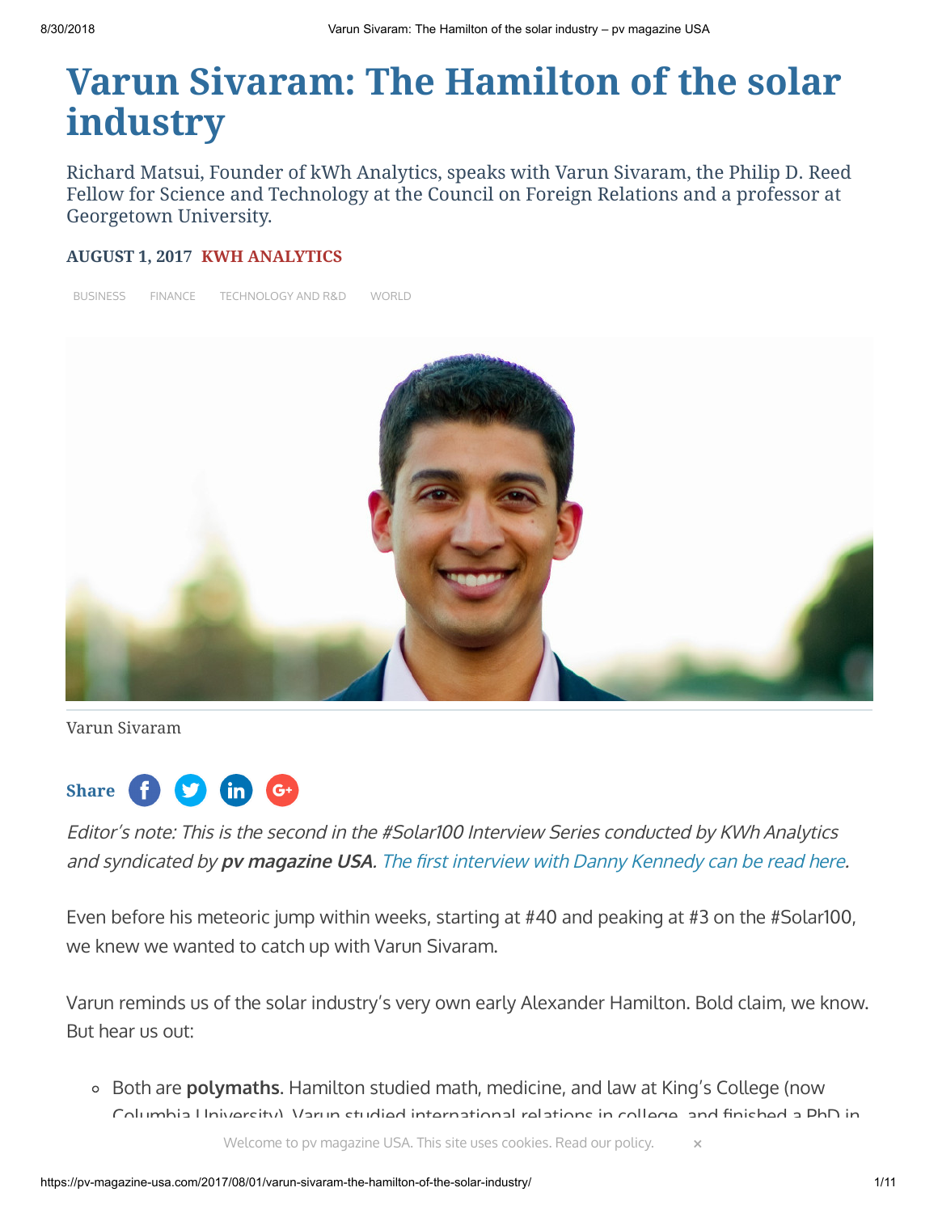# Varun Sivaram: The Hamilton of the solar industry

Richard Matsui, Founder of kWh Analytics, speaks with Varun Sivaram, the Philip D. Reed Fellow for Science and Technology at the Council on Foreign Relations and a professor at Georgetown University.

**AUGUST 1, 2017** **KWH ANALYTICS**

BUSINESS FINANCE TECHNOLOGY AND R&D WORLD

Varun Sivaram

Share

*Editor's note: This is the second in the #Solar100 Interview Series conducted by KWh Analytics and syndicated by **pv magazine USA**. The first interview with Danny Kennedy can be read here.*

Even before his meteoric jump within weeks, starting at #40 and peaking at #3 on the #Solar100, we knew we wanted to catch up with Varun Sivaram.

Varun reminds us of the solar industry's very own early Alexander Hamilton. Bold claim, we know. But hear us out:

- Both are **polymaths**. Hamilton studied math, medicine, and law at King's College (now Columbia University). Varun studied international relations in college, and finished a PhD in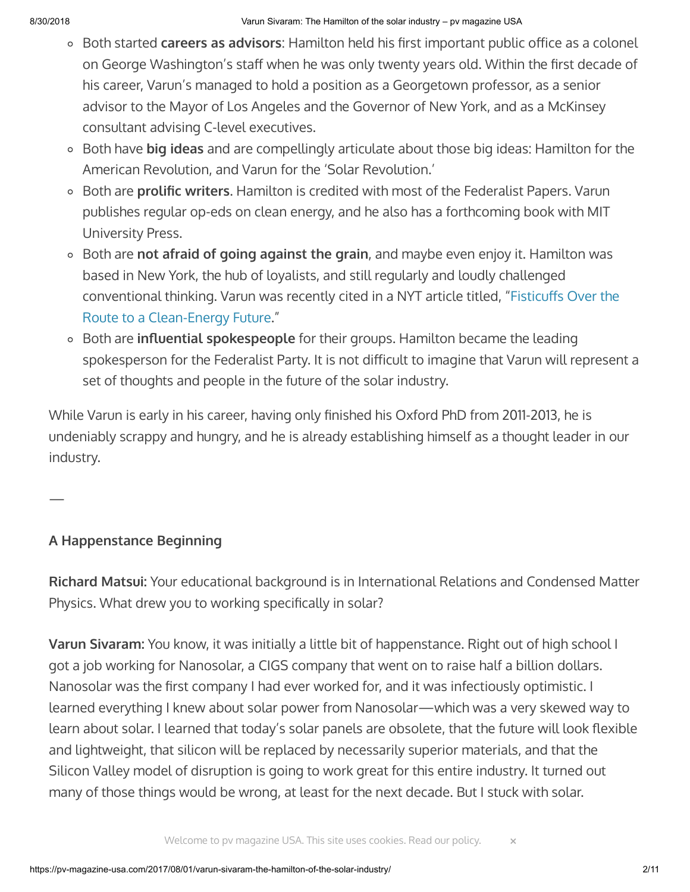- Both started **careers as advisors**: Hamilton held his first important public office as a colonel on George Washington's staff when he was only twenty years old. Within the first decade of his career, Varun's managed to hold a position as a Georgetown professor, as a senior advisor to the Mayor of Los Angeles and the Governor of New York, and as a McKinsey consultant advising C-level executives.
- Both have **big ideas** and are compellingly articulate about those big ideas: Hamilton for the American Revolution, and Varun for the 'Solar Revolution.'
- Both are **prolific writers**. Hamilton is credited with most of the Federalist Papers. Varun publishes regular op-eds on clean energy, and he also has a forthcoming book with MIT University Press.
- Both are **not afraid of going against the grain**, and maybe even enjoy it. Hamilton was based in New York, the hub of loyalists, and still regularly and loudly challenged conventional thinking. Varun was recently cited in a NYT article titled, "Fisticuffs Over the Route to a Clean-Energy Future."
- Both are **influential spokespeople** for their groups. Hamilton became the leading spokesperson for the Federalist Party. It is not difficult to imagine that Varun will represent a set of thoughts and people in the future of the solar industry.

While Varun is early in his career, having only finished his Oxford PhD from 2011-2013, he is undeniably scrappy and hungry, and he is already establishing himself as a thought leader in our industry.

—

### A Happenstance Beginning

**Richard Matsui:** Your educational background is in International Relations and Condensed Matter Physics. What drew you to working specifically in solar?

**Varun Sivaram:** You know, it was initially a little bit of happenstance. Right out of high school I got a job working for Nanosolar, a CIGS company that went on to raise half a billion dollars. Nanosolar was the first company I had ever worked for, and it was infectiously optimistic. I learned everything I knew about solar power from Nanosolar—which was a very skewed way to learn about solar. I learned that today's solar panels are obsolete, that the future will look flexible and lightweight, that silicon will be replaced by necessarily superior materials, and that the Silicon Valley model of disruption is going to work great for this entire industry. It turned out many of those things would be wrong, at least for the next decade. But I stuck with solar.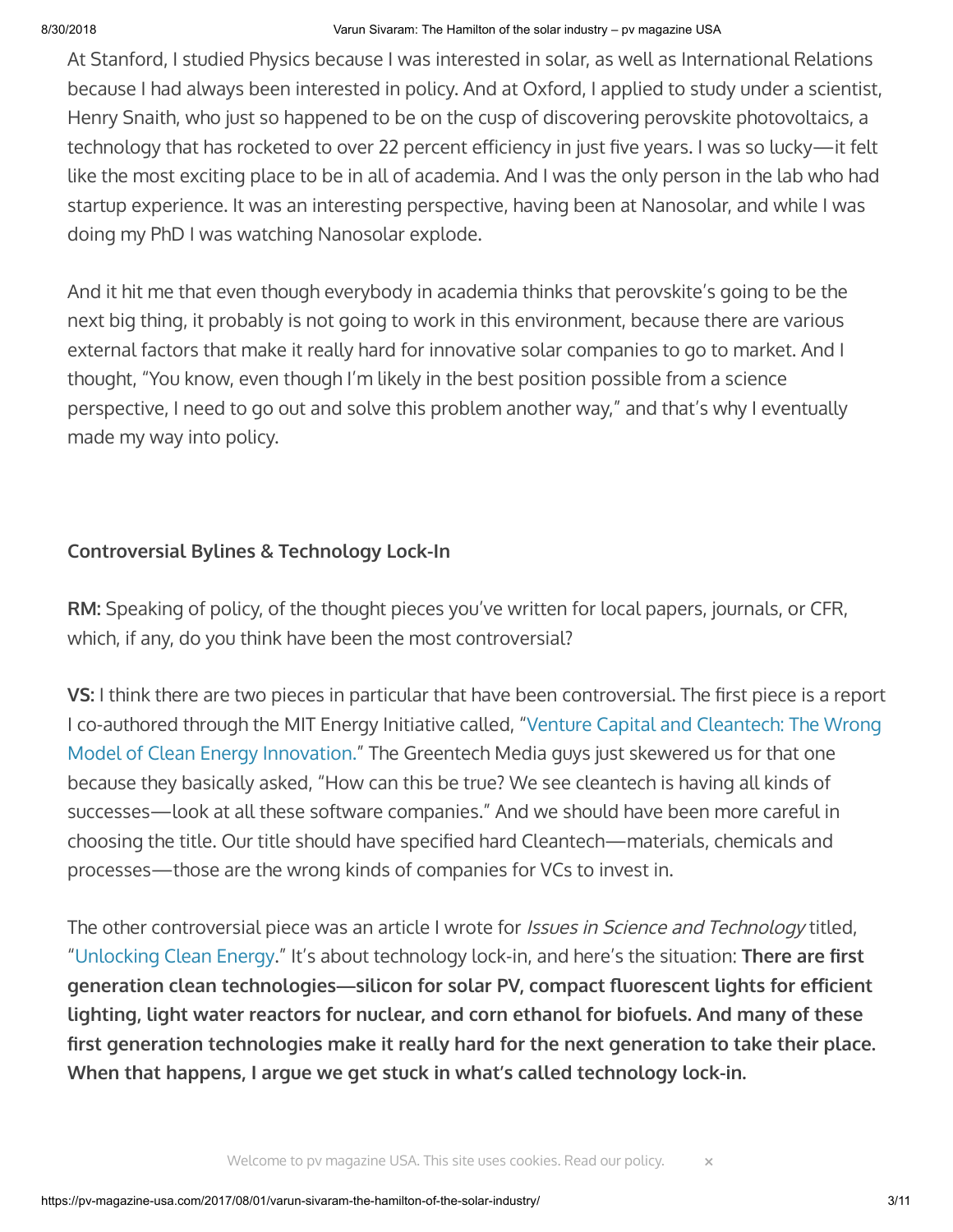At Stanford, I studied Physics because I was interested in solar, as well as International Relations because I had always been interested in policy. And at Oxford, I applied to study under a scientist, Henry Snaith, who just so happened to be on the cusp of discovering perovskite photovoltaics, a technology that has rocketed to over 22 percent efficiency in just five years. I was so lucky—it felt like the most exciting place to be in all of academia. And I was the only person in the lab who had startup experience. It was an interesting perspective, having been at Nanosolar, and while I was doing my PhD I was watching Nanosolar explode.

And it hit me that even though everybody in academia thinks that perovskite's going to be the next big thing, it probably is not going to work in this environment, because there are various external factors that make it really hard for innovative solar companies to go to market. And I thought, "You know, even though I'm likely in the best position possible from a science perspective, I need to go out and solve this problem another way," and that's why I eventually made my way into policy.

### Controversial Bylines & Technology Lock-In

**RM:** Speaking of policy, of the thought pieces you've written for local papers, journals, or CFR, which, if any, do you think have been the most controversial?

**VS:** I think there are two pieces in particular that have been controversial. The first piece is a report I co-authored through the MIT Energy Initiative called, "Venture Capital and Cleantech: The Wrong Model of Clean Energy Innovation." The Greentech Media guys just skewered us for that one because they basically asked, "How can this be true? We see cleantech is having all kinds of successes—look at all these software companies." And we should have been more careful in choosing the title. Our title should have specified hard Cleantech—materials, chemicals and processes—those are the wrong kinds of companies for VCs to invest in.

The other controversial piece was an article I wrote for *Issues in Science and Technology* titled, "Unlocking Clean Energy." It's about technology lock-in, and here's the situation: **There are first generation clean technologies—silicon for solar PV, compact fluorescent lights for efficient lighting, light water reactors for nuclear, and corn ethanol for biofuels. And many of these first generation technologies make it really hard for the next generation to take their place. When that happens, I argue we get stuck in what's called technology lock-in.**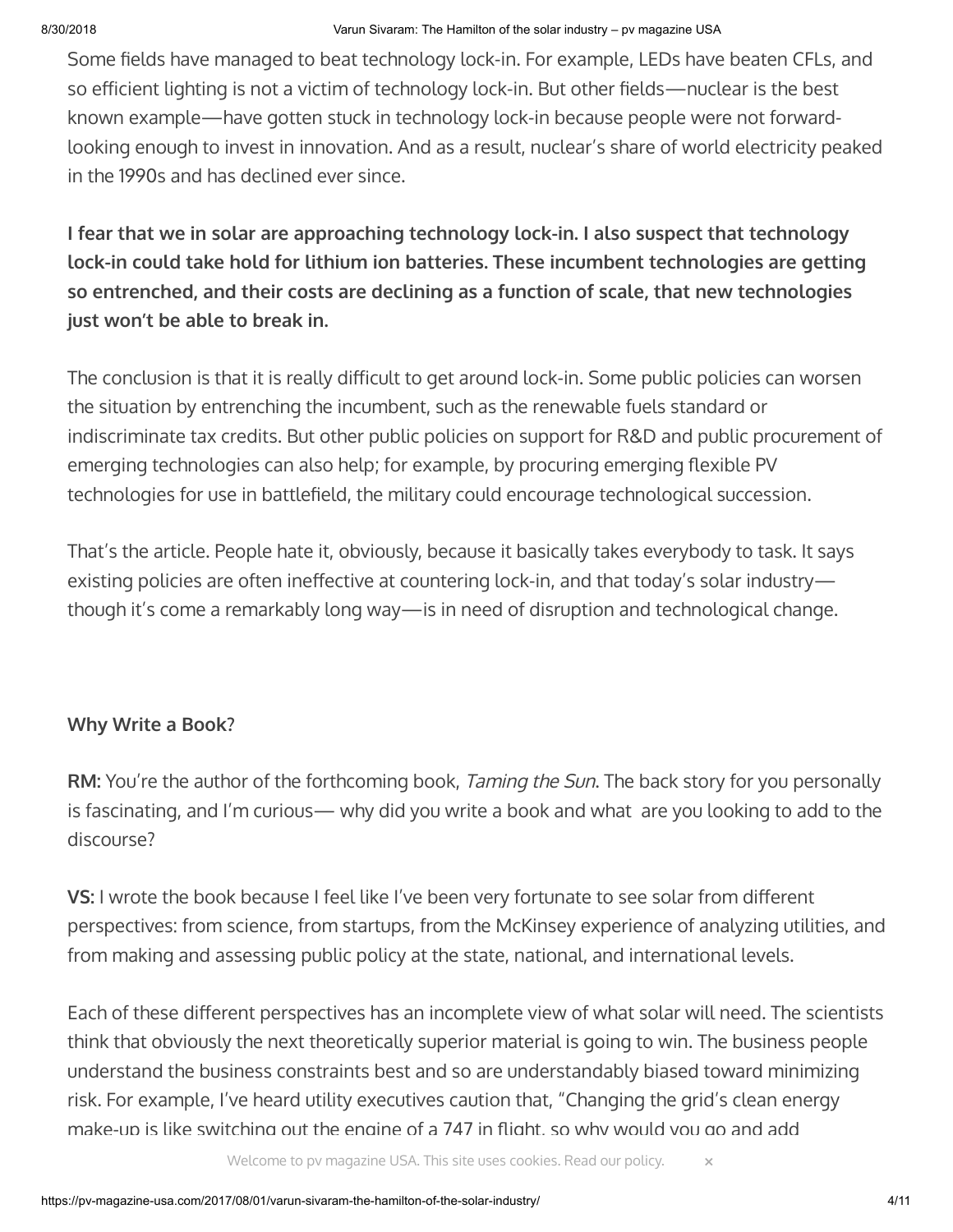Some fields have managed to beat technology lock-in. For example, LEDs have beaten CFLs, and so efficient lighting is not a victim of technology lock-in. But other fields—nuclear is the best known example—have gotten stuck in technology lock-in because people were not forward-looking enough to invest in innovation. And as a result, nuclear's share of world electricity peaked in the 1990s and has declined ever since.

**I fear that we in solar are approaching technology lock-in. I also suspect that technology lock-in could take hold for lithium ion batteries. These incumbent technologies are getting so entrenched, and their costs are declining as a function of scale, that new technologies just won't be able to break in.**

The conclusion is that it is really difficult to get around lock-in. Some public policies can worsen the situation by entrenching the incumbent, such as the renewable fuels standard or indiscriminate tax credits. But other public policies on support for R&D and public procurement of emerging technologies can also help; for example, by procuring emerging flexible PV technologies for use in battlefield, the military could encourage technological succession.

That's the article. People hate it, obviously, because it basically takes everybody to task. It says existing policies are often ineffective at countering lock-in, and that today's solar industry—though it's come a remarkably long way—is in need of disruption and technological change.

**Why Write a Book?**

**RM:** You're the author of the forthcoming book, *Taming the Sun*. The back story for you personally is fascinating, and I'm curious— why did you write a book and what are you looking to add to the discourse?

**VS:** I wrote the book because I feel like I've been very fortunate to see solar from different perspectives: from science, from startups, from the McKinsey experience of analyzing utilities, and from making and assessing public policy at the state, national, and international levels.

Each of these different perspectives has an incomplete view of what solar will need. The scientists think that obviously the next theoretically superior material is going to win. The business people understand the business constraints best and so are understandably biased toward minimizing risk. For example, I've heard utility executives caution that, "Changing the grid's clean energy make-up is like switching out the engine of a 747 in flight, so why would you go and add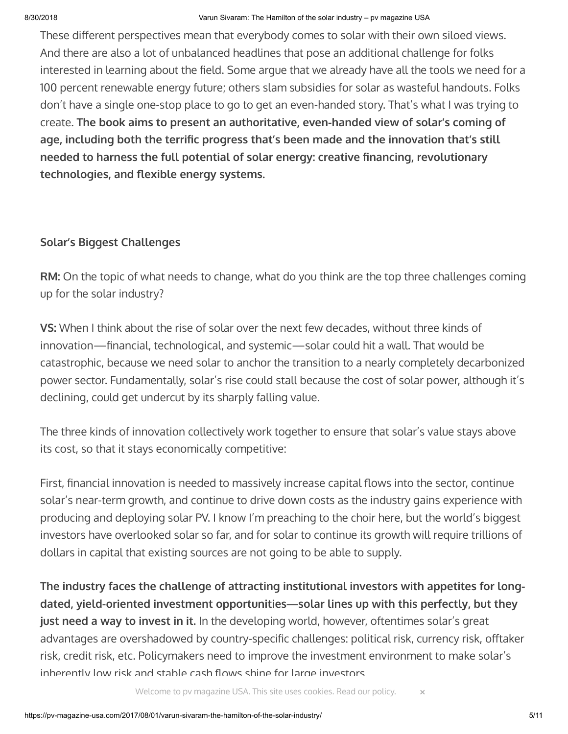These different perspectives mean that everybody comes to solar with their own siloed views. And there are also a lot of unbalanced headlines that pose an additional challenge for folks interested in learning about the field. Some argue that we already have all the tools we need for a 100 percent renewable energy future; others slam subsidies for solar as wasteful handouts. Folks don't have a single one-stop place to go to get an even-handed story. That's what I was trying to create. **The book aims to present an authoritative, even-handed view of solar's coming of age, including both the terrific progress that's been made and the innovation that's still needed to harness the full potential of solar energy: creative financing, revolutionary technologies, and flexible energy systems.**

**Solar's Biggest Challenges**

**RM:** On the topic of what needs to change, what do you think are the top three challenges coming up for the solar industry?

**VS:** When I think about the rise of solar over the next few decades, without three kinds of innovation—financial, technological, and systemic—solar could hit a wall. That would be catastrophic, because we need solar to anchor the transition to a nearly completely decarbonized power sector. Fundamentally, solar's rise could stall because the cost of solar power, although it's declining, could get undercut by its sharply falling value.

The three kinds of innovation collectively work together to ensure that solar's value stays above its cost, so that it stays economically competitive:

First, financial innovation is needed to massively increase capital flows into the sector, continue solar's near-term growth, and continue to drive down costs as the industry gains experience with producing and deploying solar PV. I know I'm preaching to the choir here, but the world's biggest investors have overlooked solar so far, and for solar to continue its growth will require trillions of dollars in capital that existing sources are not going to be able to supply.

**The industry faces the challenge of attracting institutional investors with appetites for long-dated, yield-oriented investment opportunities—solar lines up with this perfectly, but they just need a way to invest in it.** In the developing world, however, oftentimes solar's great advantages are overshadowed by country-specific challenges: political risk, currency risk, offtaker risk, credit risk, etc. Policymakers need to improve the investment environment to make solar's inherently low risk and stable cash flows shine for large investors.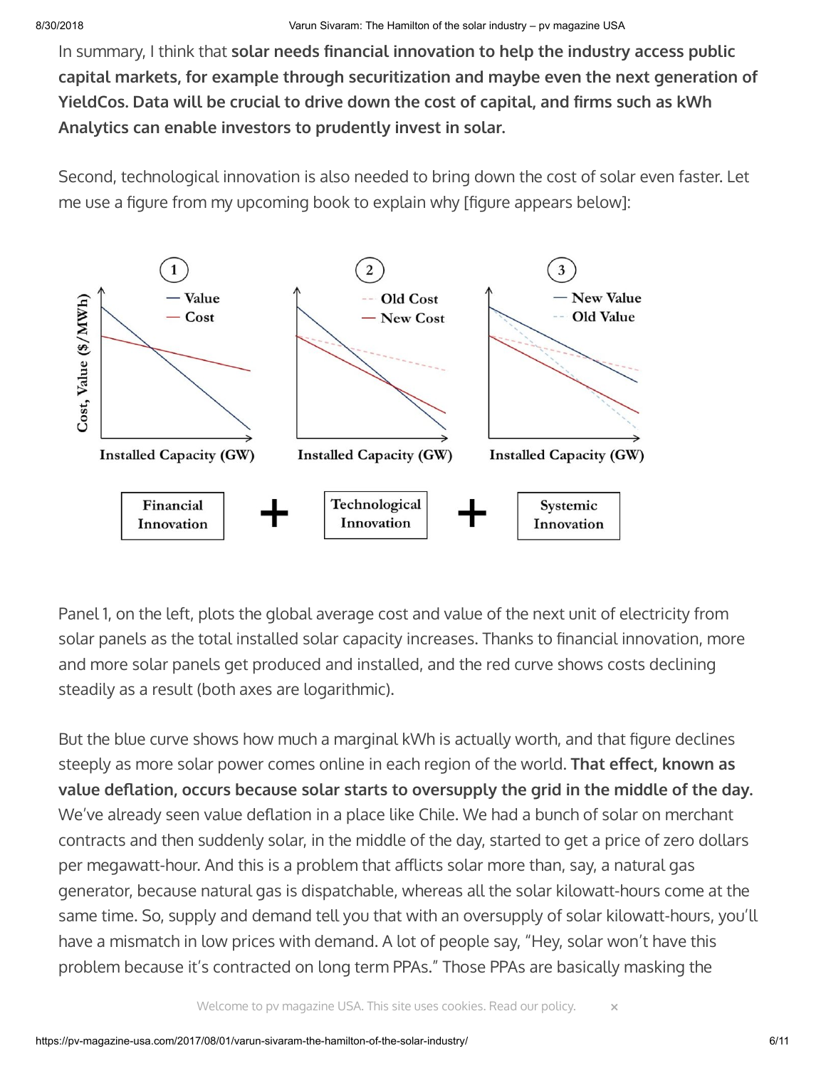In summary, I think that **solar needs financial innovation to help the industry access public capital markets, for example through securitization and maybe even the next generation of YieldCos. Data will be crucial to drive down the cost of capital, and firms such as kWh Analytics can enable investors to prudently invest in solar.**

Second, technological innovation is also needed to bring down the cost of solar even faster. Let me use a figure from my upcoming book to explain why [figure appears below]:

Panel 1, on the left, plots the global average cost and value of the next unit of electricity from solar panels as the total installed solar capacity increases. Thanks to financial innovation, more and more solar panels get produced and installed, and the red curve shows costs declining steadily as a result (both axes are logarithmic).

But the blue curve shows how much a marginal kWh is actually worth, and that figure declines steeply as more solar power comes online in each region of the world. **That effect, known as value deflation, occurs because solar starts to oversupply the grid in the middle of the day.** We've already seen value deflation in a place like Chile. We had a bunch of solar on merchant contracts and then suddenly solar, in the middle of the day, started to get a price of zero dollars per megawatt-hour. And this is a problem that afflicts solar more than, say, a natural gas generator, because natural gas is dispatchable, whereas all the solar kilowatt-hours come at the same time. So, supply and demand tell you that with an oversupply of solar kilowatt-hours, you'll have a mismatch in low prices with demand. A lot of people say, "Hey, solar won't have this problem because it's contracted on long term PPAs." Those PPAs are basically masking the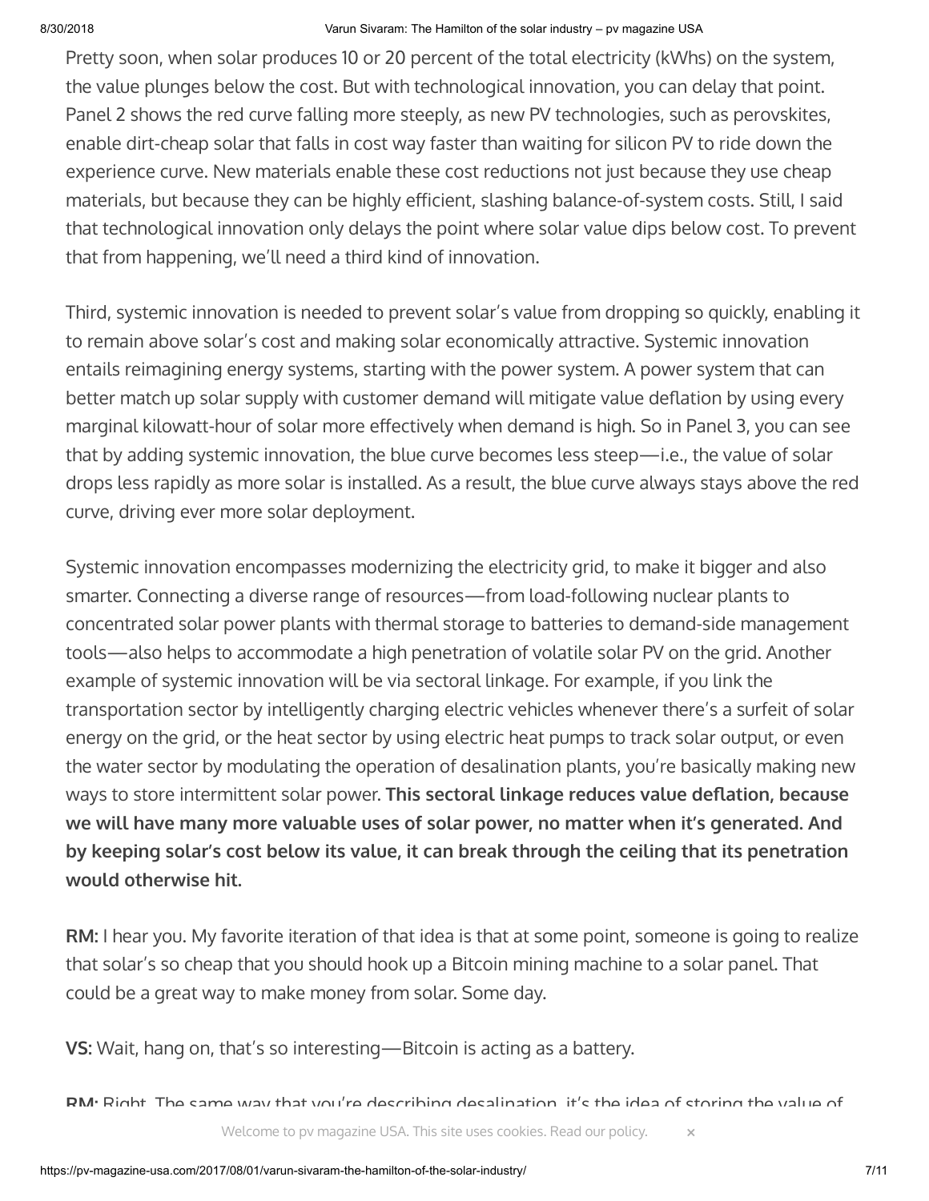Pretty soon, when solar produces 10 or 20 percent of the total electricity (kWhs) on the system, the value plunges below the cost. But with technological innovation, you can delay that point. Panel 2 shows the red curve falling more steeply, as new PV technologies, such as perovskites, enable dirt-cheap solar that falls in cost way faster than waiting for silicon PV to ride down the experience curve. New materials enable these cost reductions not just because they use cheap materials, but because they can be highly efficient, slashing balance-of-system costs. Still, I said that technological innovation only delays the point where solar value dips below cost. To prevent that from happening, we'll need a third kind of innovation.

Third, systemic innovation is needed to prevent solar's value from dropping so quickly, enabling it to remain above solar's cost and making solar economically attractive. Systemic innovation entails reimagining energy systems, starting with the power system. A power system that can better match up solar supply with customer demand will mitigate value deflation by using every marginal kilowatt-hour of solar more effectively when demand is high. So in Panel 3, you can see that by adding systemic innovation, the blue curve becomes less steep—i.e., the value of solar drops less rapidly as more solar is installed. As a result, the blue curve always stays above the red curve, driving ever more solar deployment.

Systemic innovation encompasses modernizing the electricity grid, to make it bigger and also smarter. Connecting a diverse range of resources—from load-following nuclear plants to concentrated solar power plants with thermal storage to batteries to demand-side management tools—also helps to accommodate a high penetration of volatile solar PV on the grid. Another example of systemic innovation will be via sectoral linkage. For example, if you link the transportation sector by intelligently charging electric vehicles whenever there's a surfeit of solar energy on the grid, or the heat sector by using electric heat pumps to track solar output, or even the water sector by modulating the operation of desalination plants, you're basically making new ways to store intermittent solar power. **This sectoral linkage reduces value deflation, because we will have many more valuable uses of solar power, no matter when it's generated. And by keeping solar's cost below its value, it can break through the ceiling that its penetration would otherwise hit.**

**RM:** I hear you. My favorite iteration of that idea is that at some point, someone is going to realize that solar's so cheap that you should hook up a Bitcoin mining machine to a solar panel. That could be a great way to make money from solar. Some day.

**VS:** Wait, hang on, that's so interesting—Bitcoin is acting as a battery.

**RM:** Right. The same way that you're describing desalination, it's the idea of storing the value of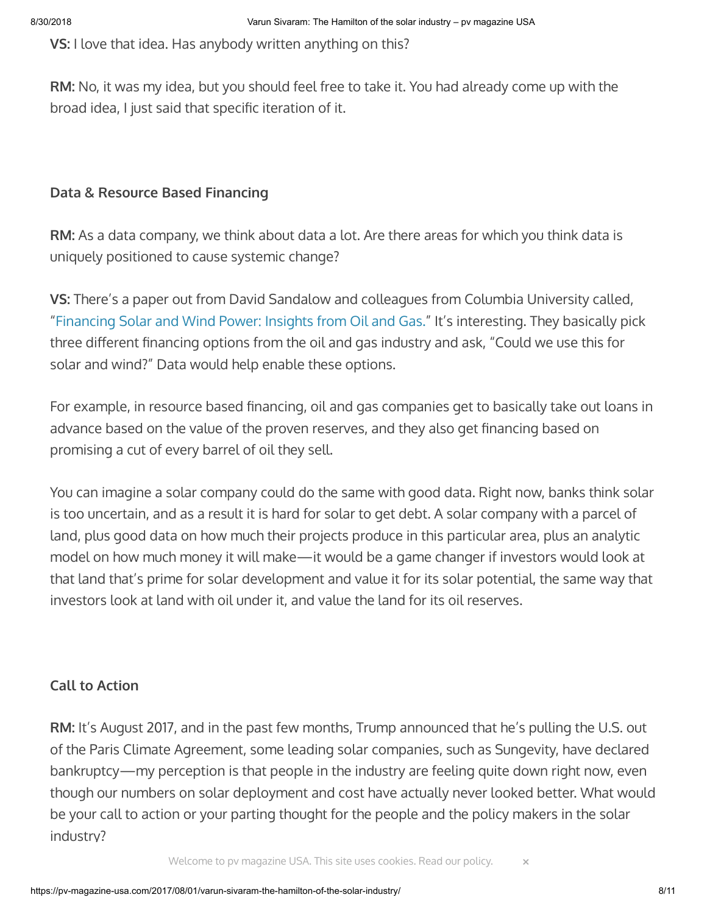**VS:** I love that idea. Has anybody written anything on this?

**RM:** No, it was my idea, but you should feel free to take it. You had already come up with the broad idea, I just said that specific iteration of it.

### Data & Resource Based Financing

**RM:** As a data company, we think about data a lot. Are there areas for which you think data is uniquely positioned to cause systemic change?

**VS:** There's a paper out from David Sandalow and colleagues from Columbia University called, "Financing Solar and Wind Power: Insights from Oil and Gas." It's interesting. They basically pick three different financing options from the oil and gas industry and ask, "Could we use this for solar and wind?" Data would help enable these options.

For example, in resource based financing, oil and gas companies get to basically take out loans in advance based on the value of the proven reserves, and they also get financing based on promising a cut of every barrel of oil they sell.

You can imagine a solar company could do the same with good data. Right now, banks think solar is too uncertain, and as a result it is hard for solar to get debt. A solar company with a parcel of land, plus good data on how much their projects produce in this particular area, plus an analytic model on how much money it will make—it would be a game changer if investors would look at that land that's prime for solar development and value it for its solar potential, the same way that investors look at land with oil under it, and value the land for its oil reserves.

### Call to Action

**RM:** It's August 2017, and in the past few months, Trump announced that he's pulling the U.S. out of the Paris Climate Agreement, some leading solar companies, such as Sungevity, have declared bankruptcy—my perception is that people in the industry are feeling quite down right now, even though our numbers on solar deployment and cost have actually never looked better. What would be your call to action or your parting thought for the people and the policy makers in the solar industry?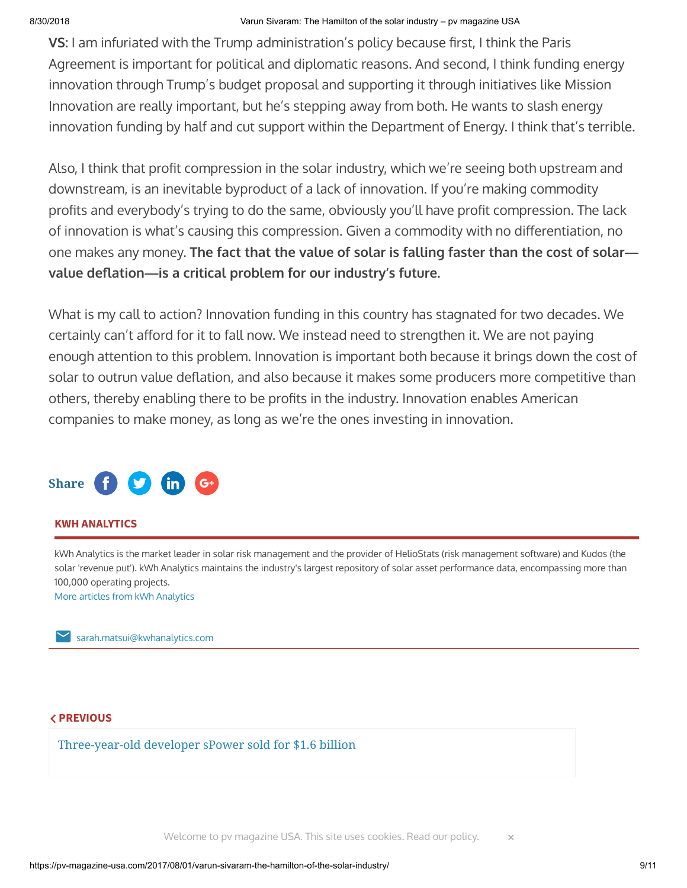**VS:** I am infuriated with the Trump administration's policy because first, I think the Paris Agreement is important for political and diplomatic reasons. And second, I think funding energy innovation through Trump's budget proposal and supporting it through initiatives like Mission Innovation are really important, but he's stepping away from both. He wants to slash energy innovation funding by half and cut support within the Department of Energy. I think that's terrible.

Also, I think that profit compression in the solar industry, which we're seeing both upstream and downstream, is an inevitable byproduct of a lack of innovation. If you're making commodity profits and everybody's trying to do the same, obviously you'll have profit compression. The lack of innovation is what's causing this compression. Given a commodity with no differentiation, no one makes any money. **The fact that the value of solar is falling faster than the cost of solar—value deflation—is a critical problem for our industry's future.**

What is my call to action? Innovation funding in this country has stagnated for two decades. We certainly can't afford for it to fall now. We instead need to strengthen it. We are not paying enough attention to this problem. Innovation is important both because it brings down the cost of solar to outrun value deflation, and also because it makes some producers more competitive than others, thereby enabling there to be profits in the industry. Innovation enables American companies to make money, as long as we're the ones investing in innovation.

Share

**KWH ANALYTICS**

kWh Analytics is the market leader in solar risk management and the provider of HelioStats (risk management software) and Kudos (the solar 'revenue put'). kWh Analytics maintains the industry's largest repository of solar asset performance data, encompassing more than 100,000 operating projects.

More articles from kWh Analytics

sarah.matsui@kwhanalytics.com

**< PREVIOUS**

Three-year-old developer sPower sold for $1.6 billion

Welcome to pv magazine USA. This site uses cookies. Read our policy.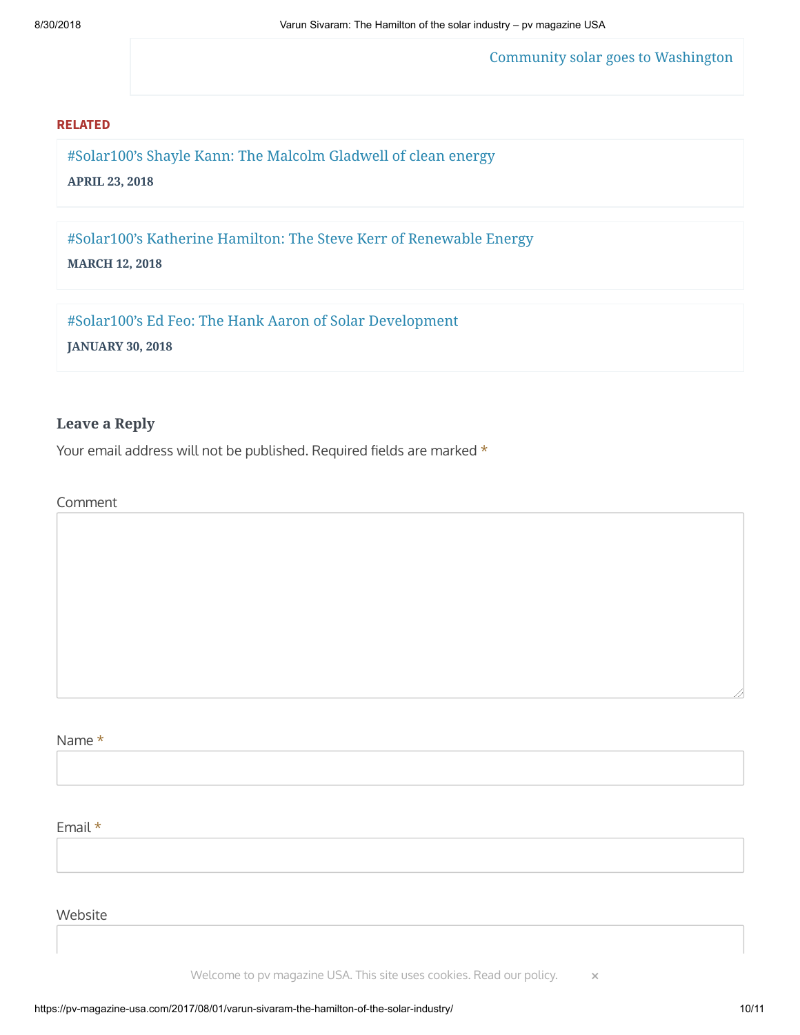Community solar goes to Washington

**RELATED**

#Solar100's Shayle Kann: The Malcolm Gladwell of clean energy

**APRIL 23, 2018**

#Solar100's Katherine Hamilton: The Steve Kerr of Renewable Energy

**MARCH 12, 2018**

#Solar100's Ed Feo: The Hank Aaron of Solar Development

**JANUARY 30, 2018**

### Leave a Reply

Your email address will not be published. Required fields are marked *

Comment

Name *

Email *

Website

Welcome to pv magazine USA. This site uses cookies. Read our policy.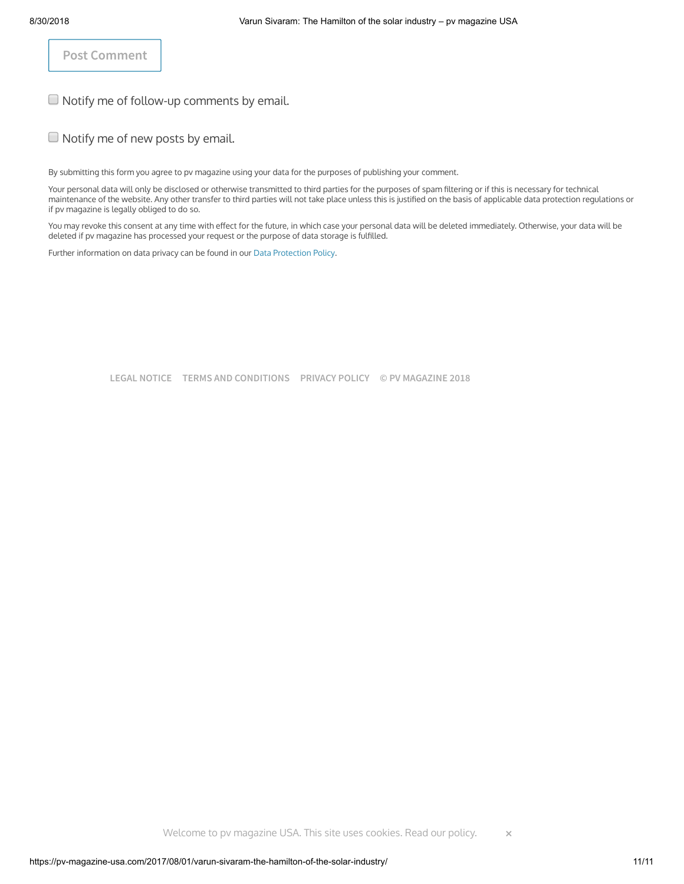Post Comment

☐ Notify me of follow-up comments by email.

☐ Notify me of new posts by email.

By submitting this form you agree to pv magazine using your data for the purposes of publishing your comment.

Your personal data will only be disclosed or otherwise transmitted to third parties for the purposes of spam filtering or if this is necessary for technical maintenance of the website. Any other transfer to third parties will not take place unless this is justified on the basis of applicable data protection regulations or if pv magazine is legally obliged to do so.

You may revoke this consent at any time with effect for the future, in which case your personal data will be deleted immediately. Otherwise, your data will be deleted if pv magazine has processed your request or the purpose of data storage is fulfilled.

Further information on data privacy can be found in our Data Protection Policy.

LEGAL NOTICE    TERMS AND CONDITIONS    PRIVACY POLICY    © PV MAGAZINE 2018

Welcome to pv magazine USA. This site uses cookies. Read our policy. ×